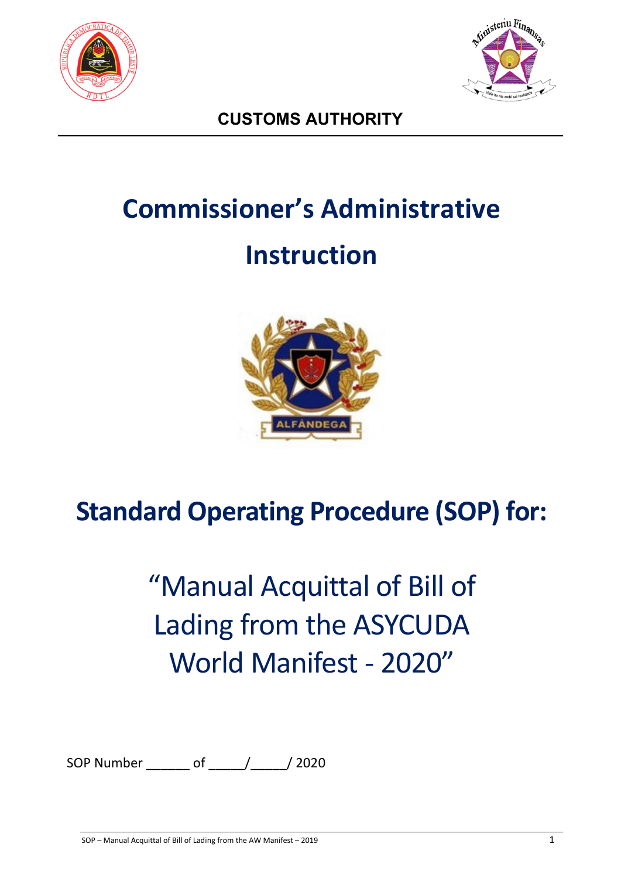**CUSTOMS AUTHORITY**

# Commissioner's Administrative Instruction

## Standard Operating Procedure (SOP) for:

"Manual Acquittal of Bill of Lading from the ASYCUDA World Manifest - 2020"

SOP Number ______ of _____/_____/ 2020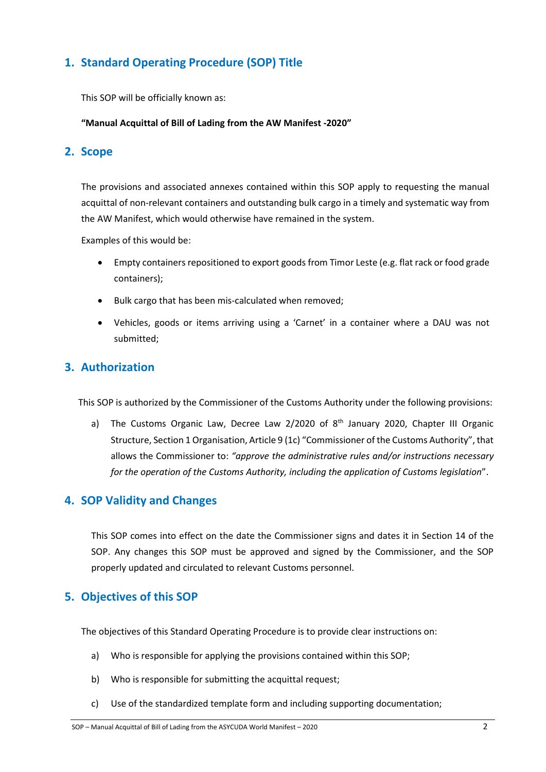## 1. Standard Operating Procedure (SOP) Title

This SOP will be officially known as:

**"Manual Acquittal of Bill of Lading from the AW Manifest -2020"**

## 2. Scope

The provisions and associated annexes contained within this SOP apply to requesting the manual acquittal of non-relevant containers and outstanding bulk cargo in a timely and systematic way from the AW Manifest, which would otherwise have remained in the system.

Examples of this would be:

- Empty containers repositioned to export goods from Timor Leste (e.g. flat rack or food grade containers);
- Bulk cargo that has been mis-calculated when removed;
- Vehicles, goods or items arriving using a 'Carnet' in a container where a DAU was not submitted;

## 3. Authorization

This SOP is authorized by the Commissioner of the Customs Authority under the following provisions:

a) The Customs Organic Law, Decree Law 2/2020 of 8th January 2020, Chapter III Organic Structure, Section 1 Organisation, Article 9 (1c) "Commissioner of the Customs Authority", that allows the Commissioner to: *"approve the administrative rules and/or instructions necessary for the operation of the Customs Authority, including the application of Customs legislation*".

## 4. SOP Validity and Changes

This SOP comes into effect on the date the Commissioner signs and dates it in Section 14 of the SOP. Any changes this SOP must be approved and signed by the Commissioner, and the SOP properly updated and circulated to relevant Customs personnel.

## 5. Objectives of this SOP

The objectives of this Standard Operating Procedure is to provide clear instructions on:

a) Who is responsible for applying the provisions contained within this SOP;

b) Who is responsible for submitting the acquittal request;

c) Use of the standardized template form and including supporting documentation;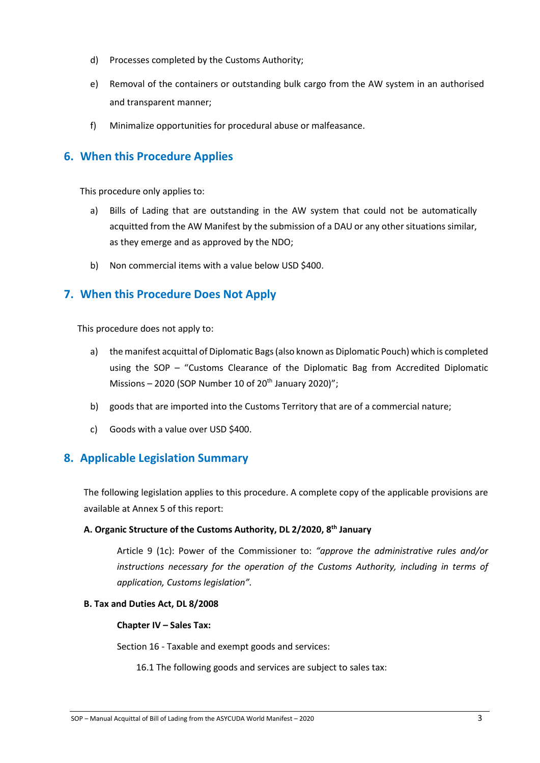d) Processes completed by the Customs Authority;

e) Removal of the containers or outstanding bulk cargo from the AW system in an authorised and transparent manner;

f) Minimalize opportunities for procedural abuse or malfeasance.

## 6. When this Procedure Applies

This procedure only applies to:

a) Bills of Lading that are outstanding in the AW system that could not be automatically acquitted from the AW Manifest by the submission of a DAU or any other situations similar, as they emerge and as approved by the NDO;

b) Non commercial items with a value below USD $400.

## 7. When this Procedure Does Not Apply

This procedure does not apply to:

a) the manifest acquittal of Diplomatic Bags (also known as Diplomatic Pouch) which is completed using the SOP – "Customs Clearance of the Diplomatic Bag from Accredited Diplomatic Missions – 2020 (SOP Number 10 of 20th January 2020)";

b) goods that are imported into the Customs Territory that are of a commercial nature;

c) Goods with a value over USD $400.

## 8. Applicable Legislation Summary

The following legislation applies to this procedure. A complete copy of the applicable provisions are available at Annex 5 of this report:

**A. Organic Structure of the Customs Authority, DL 2/2020, 8th January**

Article 9 (1c): Power of the Commissioner to: *"approve the administrative rules and/or instructions necessary for the operation of the Customs Authority, including in terms of application, Customs legislation".*

**B. Tax and Duties Act, DL 8/2008**

**Chapter IV – Sales Tax:**

Section 16 - Taxable and exempt goods and services:

16.1 The following goods and services are subject to sales tax: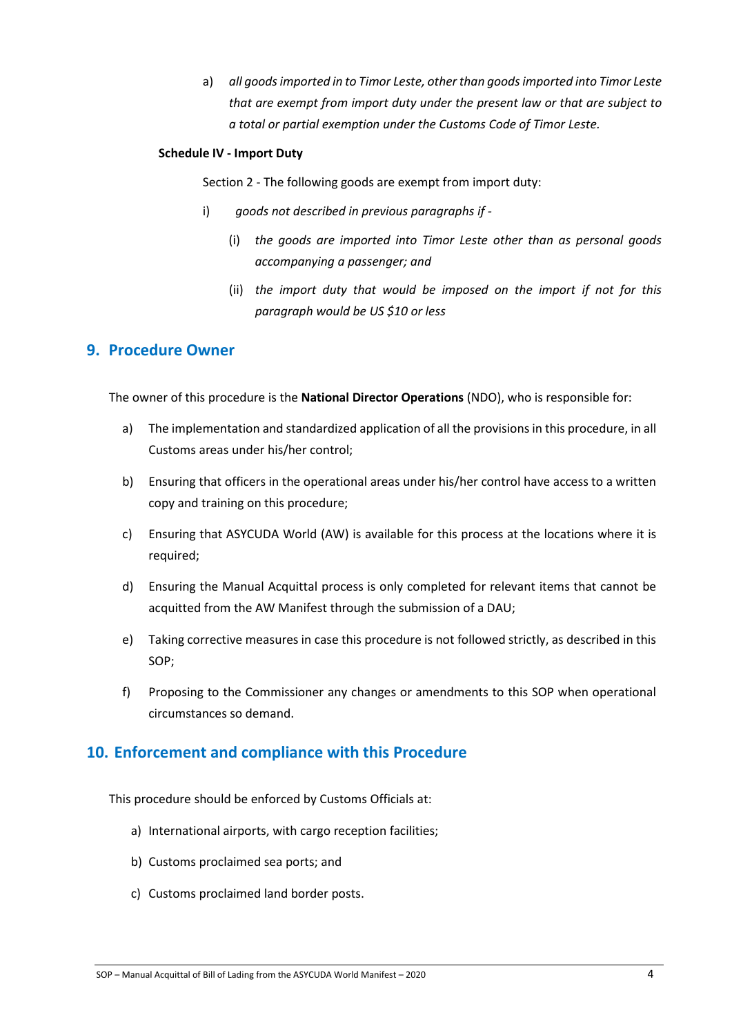a) *all goods imported in to Timor Leste, other than goods imported into Timor Leste that are exempt from import duty under the present law or that are subject to a total or partial exemption under the Customs Code of Timor Leste.*

**Schedule IV - Import Duty**

Section 2 - The following goods are exempt from import duty:

i) *goods not described in previous paragraphs if -*

(i) *the goods are imported into Timor Leste other than as personal goods accompanying a passenger; and*

(ii) *the import duty that would be imposed on the import if not for this paragraph would be US $10 or less*

## 9. Procedure Owner

The owner of this procedure is the **National Director Operations** (NDO), who is responsible for:

a) The implementation and standardized application of all the provisions in this procedure, in all Customs areas under his/her control;

b) Ensuring that officers in the operational areas under his/her control have access to a written copy and training on this procedure;

c) Ensuring that ASYCUDA World (AW) is available for this process at the locations where it is required;

d) Ensuring the Manual Acquittal process is only completed for relevant items that cannot be acquitted from the AW Manifest through the submission of a DAU;

e) Taking corrective measures in case this procedure is not followed strictly, as described in this SOP;

f) Proposing to the Commissioner any changes or amendments to this SOP when operational circumstances so demand.

## 10. Enforcement and compliance with this Procedure

This procedure should be enforced by Customs Officials at:

a) International airports, with cargo reception facilities;

b) Customs proclaimed sea ports; and

c) Customs proclaimed land border posts.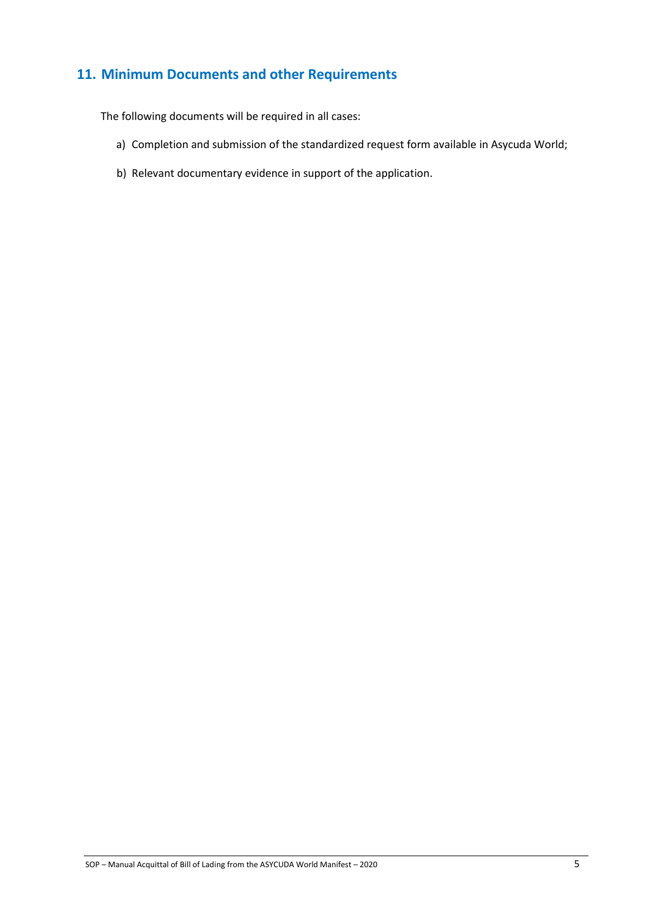## 11. Minimum Documents and other Requirements

The following documents will be required in all cases:

a) Completion and submission of the standardized request form available in Asycuda World;

b) Relevant documentary evidence in support of the application.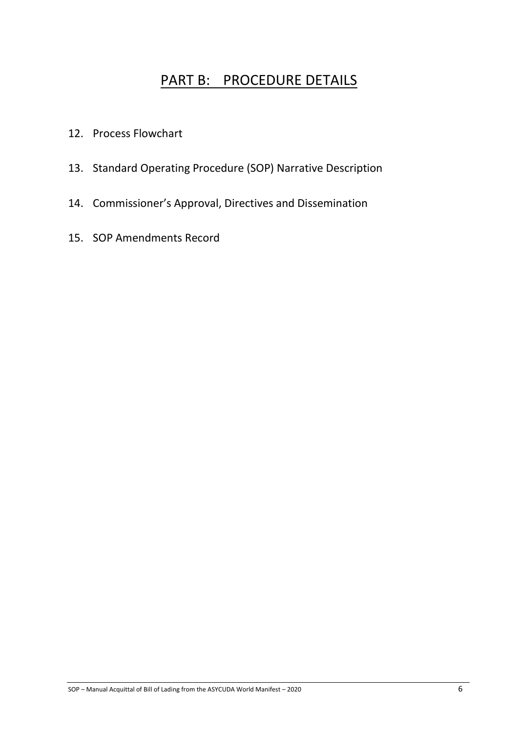# PART B: PROCEDURE DETAILS

12. Process Flowchart

13. Standard Operating Procedure (SOP) Narrative Description

14. Commissioner's Approval, Directives and Dissemination

15. SOP Amendments Record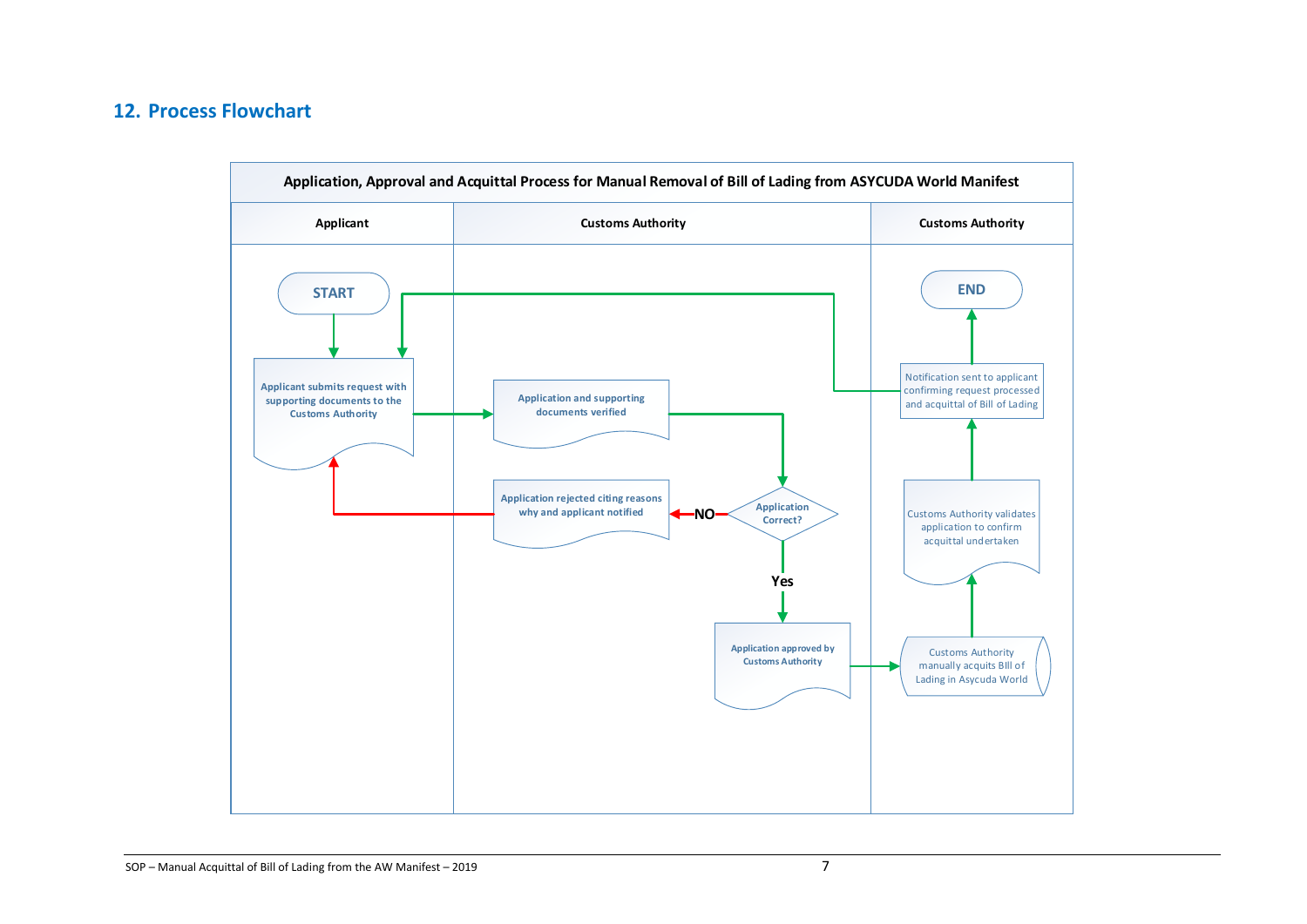## 12. Process Flowchart

**Application, Approval and Acquittal Process for Manual Removal of Bill of Lading from ASYCUDA World Manifest**

| Applicant | Customs Authority | Customs Authority |
|---|---|---|

- START
- Applicant submits request with supporting documents to the Customs Authority
- Application and supporting documents verified
- Application Correct?
  - NO → Application rejected citing reasons why and applicant notified → (back to Applicant submits request with supporting documents to the Customs Authority)
  - Yes → Application approved by Customs Authority
- Customs Authority manually acquits Bill of Lading in Asycuda World
- Customs Authority validates application to confirm acquittal undertaken
- Notification sent to applicant confirming request processed and acquittal of Bill of Lading
- END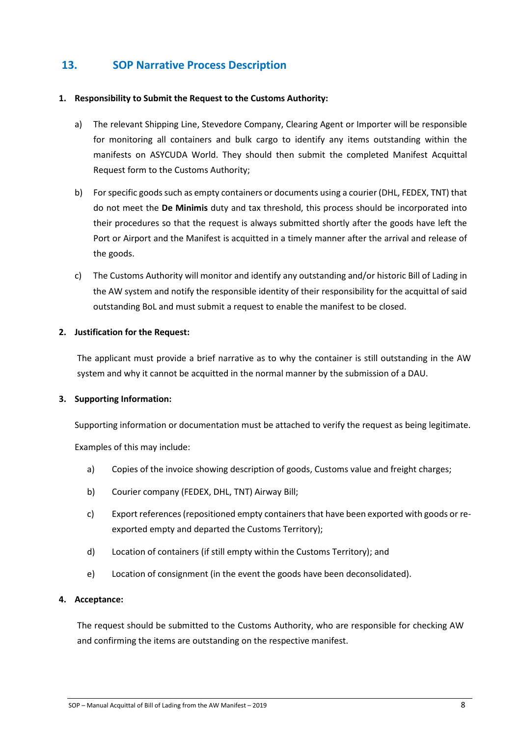## 13. SOP Narrative Process Description

**1. Responsibility to Submit the Request to the Customs Authority:**

a) The relevant Shipping Line, Stevedore Company, Clearing Agent or Importer will be responsible for monitoring all containers and bulk cargo to identify any items outstanding within the manifests on ASYCUDA World. They should then submit the completed Manifest Acquittal Request form to the Customs Authority;

b) For specific goods such as empty containers or documents using a courier (DHL, FEDEX, TNT) that do not meet the **De Minimis** duty and tax threshold, this process should be incorporated into their procedures so that the request is always submitted shortly after the goods have left the Port or Airport and the Manifest is acquitted in a timely manner after the arrival and release of the goods.

c) The Customs Authority will monitor and identify any outstanding and/or historic Bill of Lading in the AW system and notify the responsible identity of their responsibility for the acquittal of said outstanding BoL and must submit a request to enable the manifest to be closed.

**2. Justification for the Request:**

The applicant must provide a brief narrative as to why the container is still outstanding in the AW system and why it cannot be acquitted in the normal manner by the submission of a DAU.

**3. Supporting Information:**

Supporting information or documentation must be attached to verify the request as being legitimate.

Examples of this may include:

a) Copies of the invoice showing description of goods, Customs value and freight charges;

b) Courier company (FEDEX, DHL, TNT) Airway Bill;

c) Export references (repositioned empty containers that have been exported with goods or re-exported empty and departed the Customs Territory);

d) Location of containers (if still empty within the Customs Territory); and

e) Location of consignment (in the event the goods have been deconsolidated).

**4. Acceptance:**

The request should be submitted to the Customs Authority, who are responsible for checking AW and confirming the items are outstanding on the respective manifest.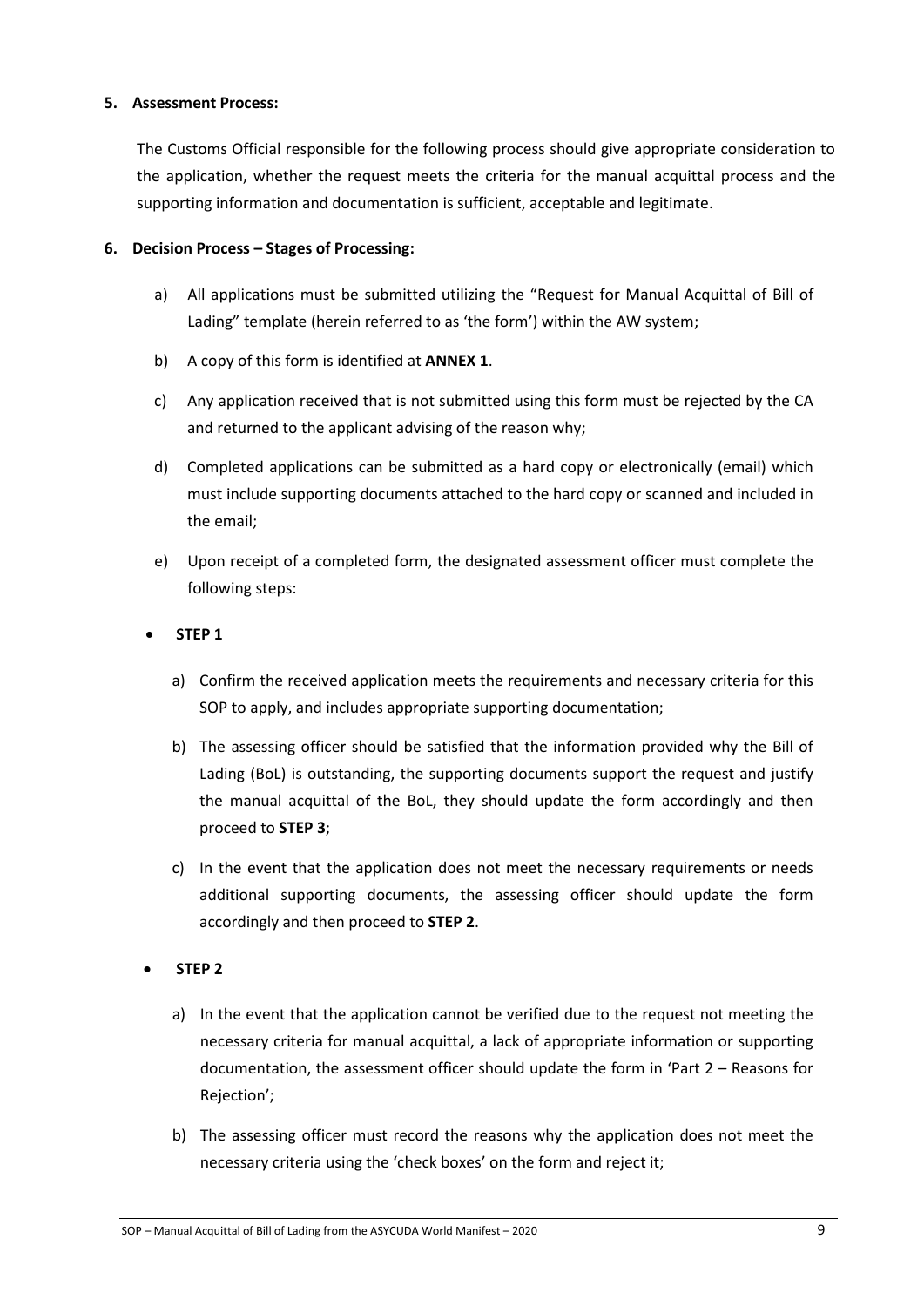**5. Assessment Process:**

The Customs Official responsible for the following process should give appropriate consideration to the application, whether the request meets the criteria for the manual acquittal process and the supporting information and documentation is sufficient, acceptable and legitimate.

**6. Decision Process – Stages of Processing:**

a) All applications must be submitted utilizing the "Request for Manual Acquittal of Bill of Lading" template (herein referred to as 'the form') within the AW system;

b) A copy of this form is identified at **ANNEX 1**.

c) Any application received that is not submitted using this form must be rejected by the CA and returned to the applicant advising of the reason why;

d) Completed applications can be submitted as a hard copy or electronically (email) which must include supporting documents attached to the hard copy or scanned and included in the email;

e) Upon receipt of a completed form, the designated assessment officer must complete the following steps:

- **STEP 1**

  a) Confirm the received application meets the requirements and necessary criteria for this SOP to apply, and includes appropriate supporting documentation;

  b) The assessing officer should be satisfied that the information provided why the Bill of Lading (BoL) is outstanding, the supporting documents support the request and justify the manual acquittal of the BoL, they should update the form accordingly and then proceed to **STEP 3**;

  c) In the event that the application does not meet the necessary requirements or needs additional supporting documents, the assessing officer should update the form accordingly and then proceed to **STEP 2**.

- **STEP 2**

  a) In the event that the application cannot be verified due to the request not meeting the necessary criteria for manual acquittal, a lack of appropriate information or supporting documentation, the assessment officer should update the form in 'Part 2 – Reasons for Rejection';

  b) The assessing officer must record the reasons why the application does not meet the necessary criteria using the 'check boxes' on the form and reject it;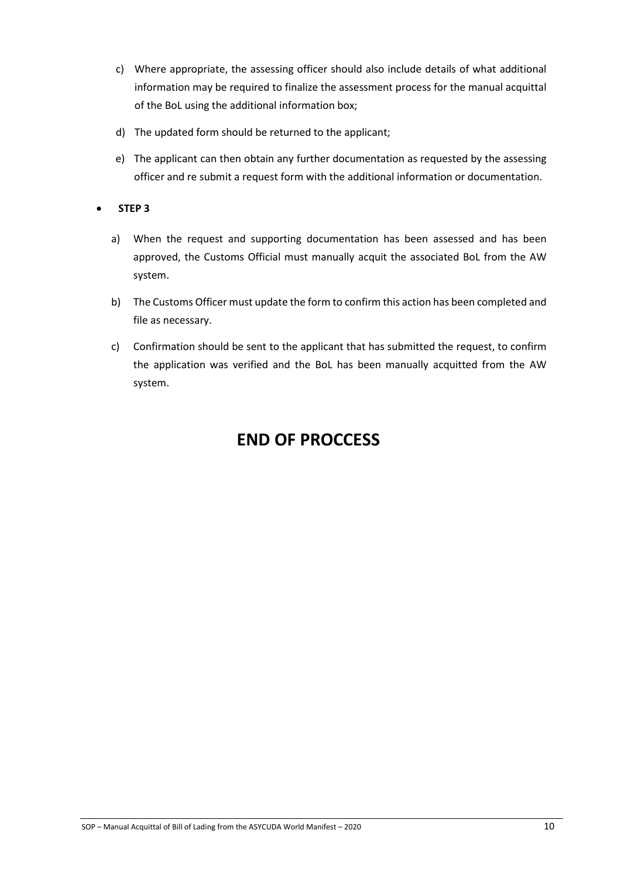c) Where appropriate, the assessing officer should also include details of what additional information may be required to finalize the assessment process for the manual acquittal of the BoL using the additional information box;

d) The updated form should be returned to the applicant;

e) The applicant can then obtain any further documentation as requested by the assessing officer and re submit a request form with the additional information or documentation.

- **STEP 3**

a) When the request and supporting documentation has been assessed and has been approved, the Customs Official must manually acquit the associated BoL from the AW system.

b) The Customs Officer must update the form to confirm this action has been completed and file as necessary.

c) Confirmation should be sent to the applicant that has submitted the request, to confirm the application was verified and the BoL has been manually acquitted from the AW system.

# END OF PROCCESS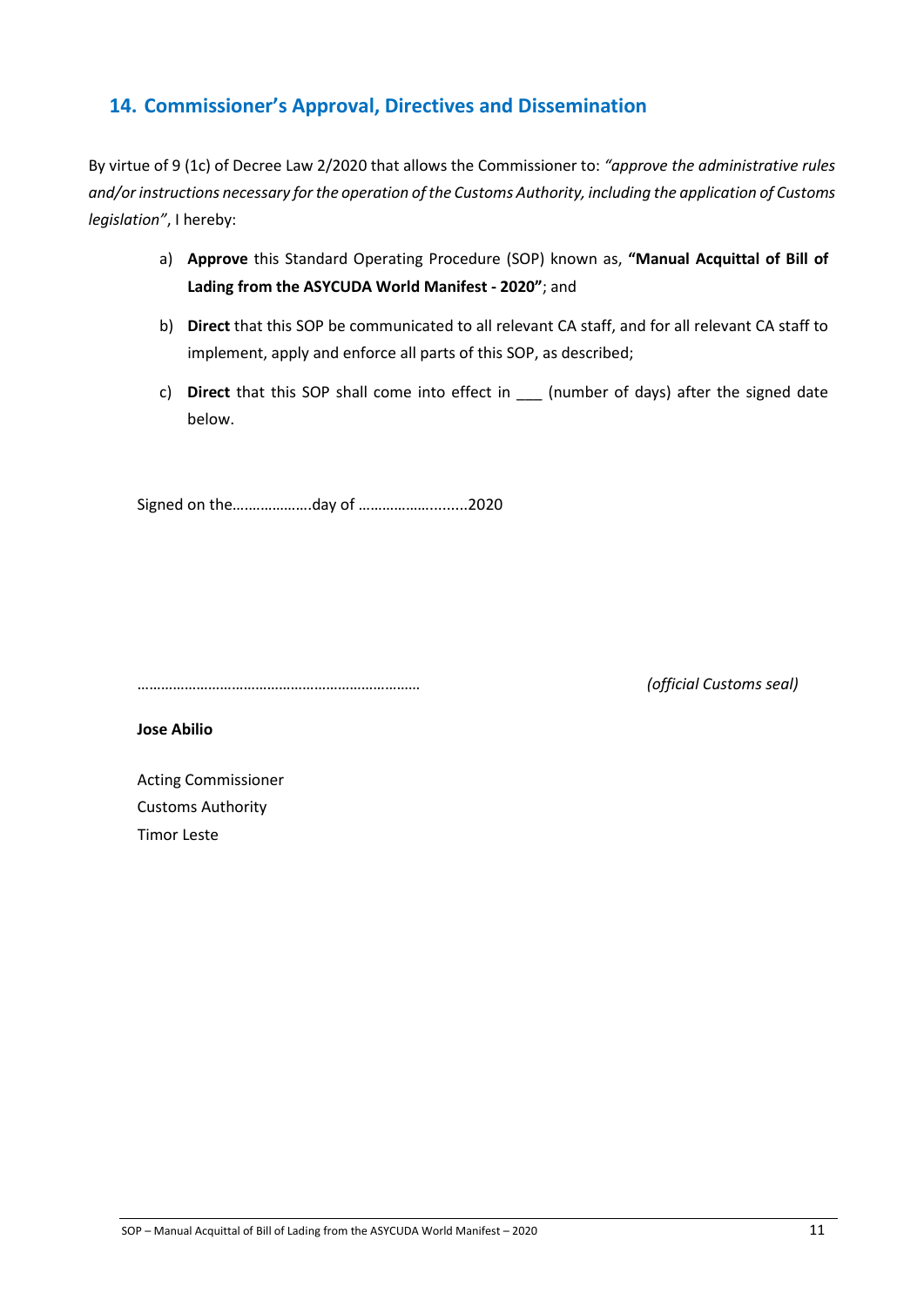## 14. Commissioner's Approval, Directives and Dissemination

By virtue of 9 (1c) of Decree Law 2/2020 that allows the Commissioner to: *"approve the administrative rules and/or instructions necessary for the operation of the Customs Authority, including the application of Customs legislation"*, I hereby:

a) **Approve** this Standard Operating Procedure (SOP) known as, **"Manual Acquittal of Bill of Lading from the ASYCUDA World Manifest - 2020"**; and

b) **Direct** that this SOP be communicated to all relevant CA staff, and for all relevant CA staff to implement, apply and enforce all parts of this SOP, as described;

c) **Direct** that this SOP shall come into effect in ___ (number of days) after the signed date below.

Signed on the……………….day of …………………........2020

……………………………………………………………… *(official Customs seal)*

**Jose Abilio**

Acting Commissioner
Customs Authority
Timor Leste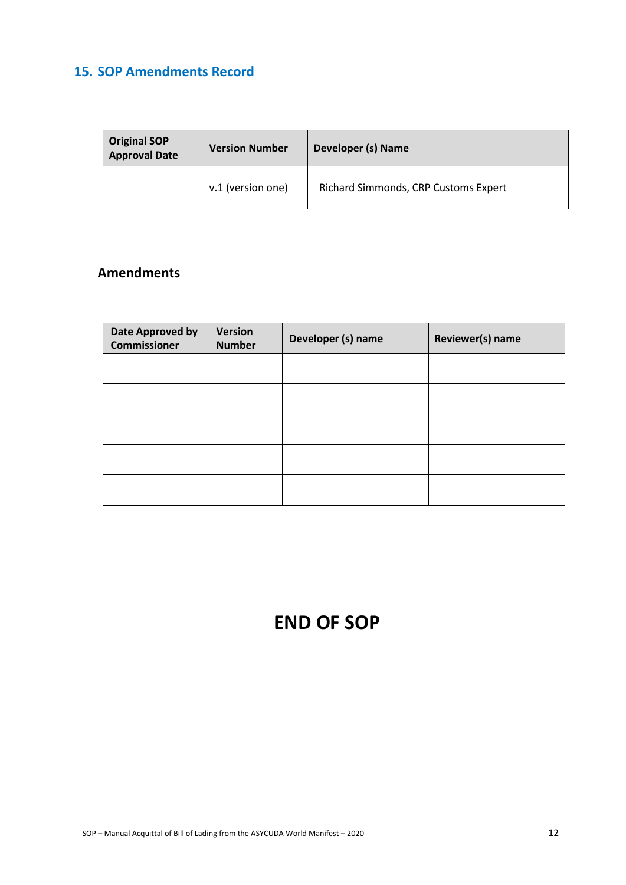## 15. SOP Amendments Record

| Original SOP Approval Date | Version Number | Developer (s) Name |
|---|---|---|
| | v.1 (version one) | Richard Simmonds, CRP Customs Expert |

### Amendments

| Date Approved by Commissioner | Version Number | Developer (s) name | Reviewer(s) name |
|---|---|---|---|
| | | | |
| | | | |
| | | | |
| | | | |
| | | | |

# END OF SOP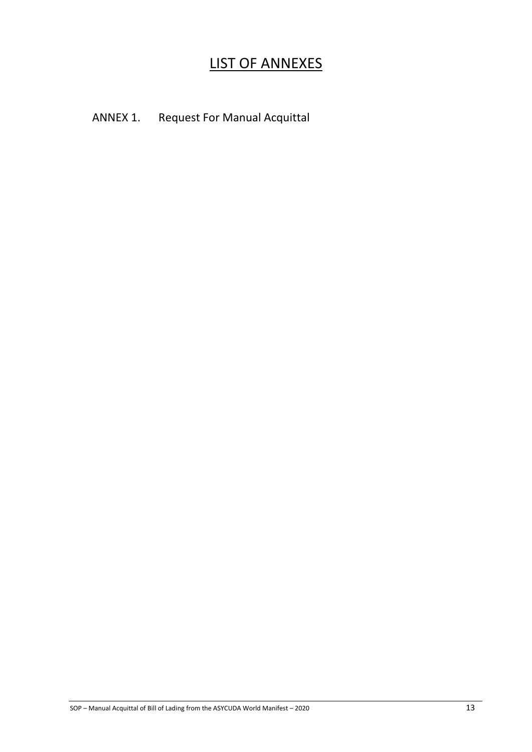# LIST OF ANNEXES

ANNEX 1. Request For Manual Acquittal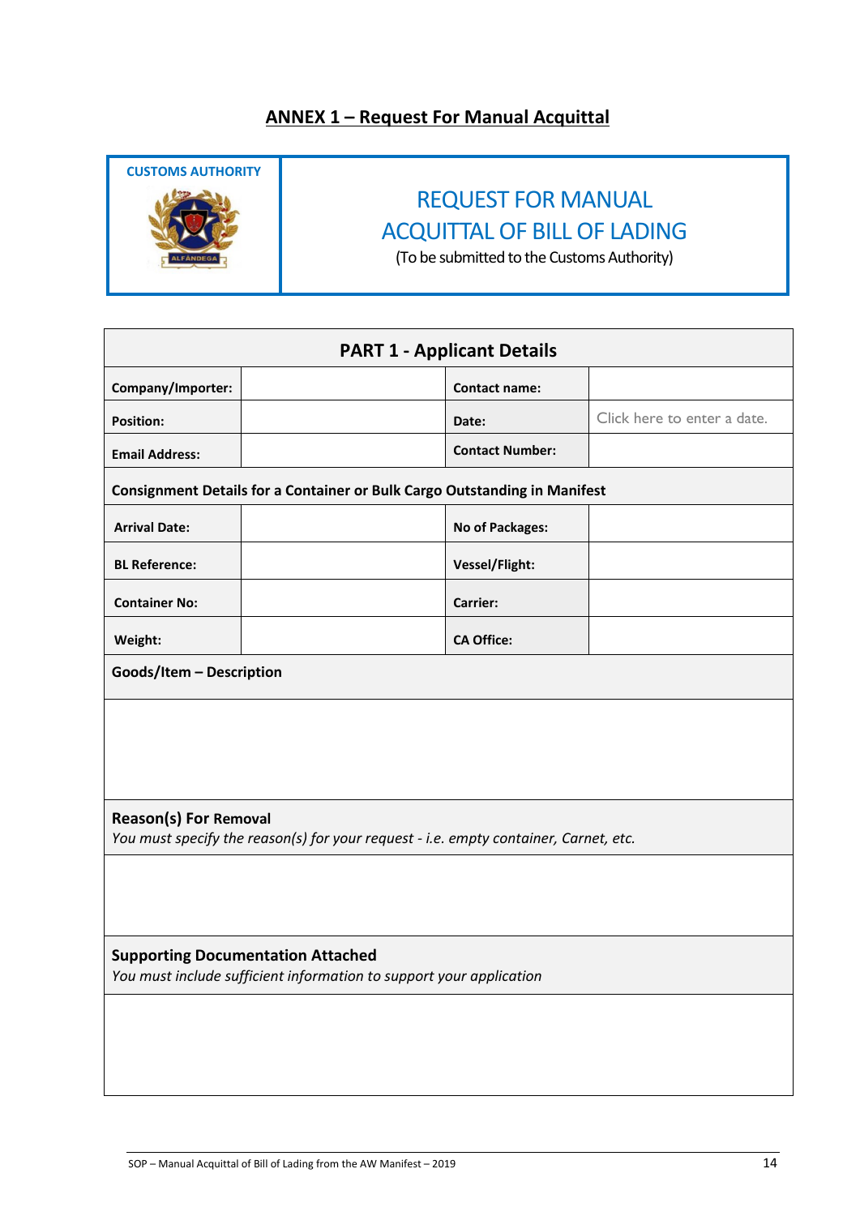## ANNEX 1 – Request For Manual Acquittal

| CUSTOMS AUTHORITY | REQUEST FOR MANUAL ACQUITTAL OF BILL OF LADING (To be submitted to the Customs Authority) |
|---|---|

| PART 1 - Applicant Details | | | |
|---|---|---|---|
| **Company/Importer:** | | **Contact name:** | |
| **Position:** | | **Date:** | Click here to enter a date. |
| **Email Address:** | | **Contact Number:** | |
| **Consignment Details for a Container or Bulk Cargo Outstanding in Manifest** | | | |
| **Arrival Date:** | | **No of Packages:** | |
| **BL Reference:** | | **Vessel/Flight:** | |
| **Container No:** | | **Carrier:** | |
| **Weight:** | | **CA Office:** | |
| **Goods/Item – Description** | | | |
| | | | |
| **Reason(s) For Removal** *You must specify the reason(s) for your request - i.e. empty container, Carnet, etc.* | | | |
| | | | |
| **Supporting Documentation Attached** *You must include sufficient information to support your application* | | | |
| | | | |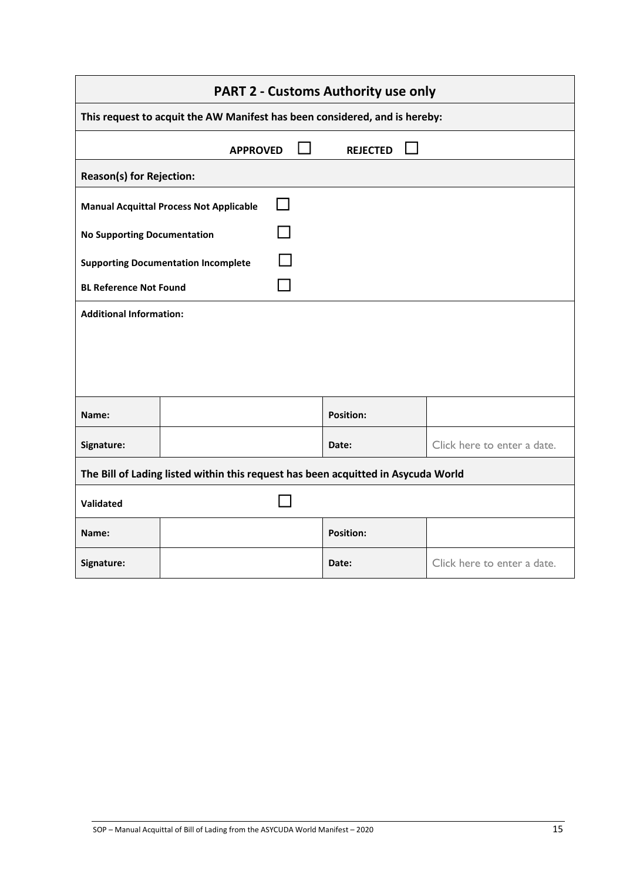## PART 2 - Customs Authority use only

**This request to acquit the AW Manifest has been considered, and is hereby:**

**APPROVED** ☐ **REJECTED** ☐

**Reason(s) for Rejection:**

**Manual Acquittal Process Not Applicable** ☐

**No Supporting Documentation** ☐

**Supporting Documentation Incomplete** ☐

**BL Reference Not Found** ☐

**Additional Information:**

| | | | |
|---|---|---|---|
| **Name:** | | **Position:** | |
| **Signature:** | | **Date:** | Click here to enter a date. |

**The Bill of Lading listed within this request has been acquitted in Asycuda World**

**Validated** ☐

| | | | |
|---|---|---|---|
| **Name:** | | **Position:** | |
| **Signature:** | | **Date:** | Click here to enter a date. |